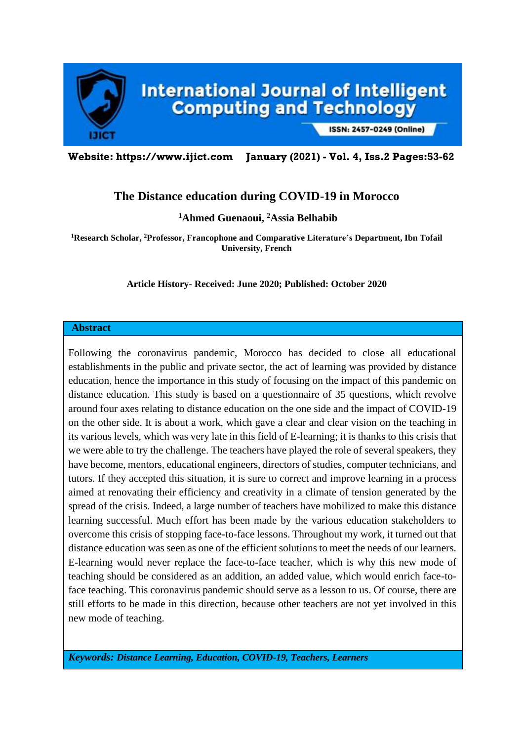# The Distance education during COVID-19 in Morocco

**[1]Ahmed Guenaoui, [2]Assia Belhabib**

**[1]Research Scholar, [2]Professor, Francophone and Comparative Literature's Department, Ibn Tofail University, French**

**Article History- Received: June 2020; Published: October 2020**

## Abstract

Following the coronavirus pandemic, Morocco has decided to close all educational establishments in the public and private sector, the act of learning was provided by distance education, hence the importance in this study of focusing on the impact of this pandemic on distance education. This study is based on a questionnaire of 35 questions, which revolve around four axes relating to distance education on the one side and the impact of COVID-19 on the other side. It is about a work, which gave a clear and clear vision on the teaching in its various levels, which was very late in this field of E-learning; it is thanks to this crisis that we were able to try the challenge. The teachers have played the role of several speakers, they have become, mentors, educational engineers, directors of studies, computer technicians, and tutors. If they accepted this situation, it is sure to correct and improve learning in a process aimed at renovating their efficiency and creativity in a climate of tension generated by the spread of the crisis. Indeed, a large number of teachers have mobilized to make this distance learning successful. Much effort has been made by the various education stakeholders to overcome this crisis of stopping face-to-face lessons. Throughout my work, it turned out that distance education was seen as one of the efficient solutions to meet the needs of our learners. E-learning would never replace the face-to-face teacher, which is why this new mode of teaching should be considered as an addition, an added value, which would enrich face-to-face teaching. This coronavirus pandemic should serve as a lesson to us. Of course, there are still efforts to be made in this direction, because other teachers are not yet involved in this new mode of teaching.

***Keywords: Distance Learning, Education, COVID-19, Teachers, Learners***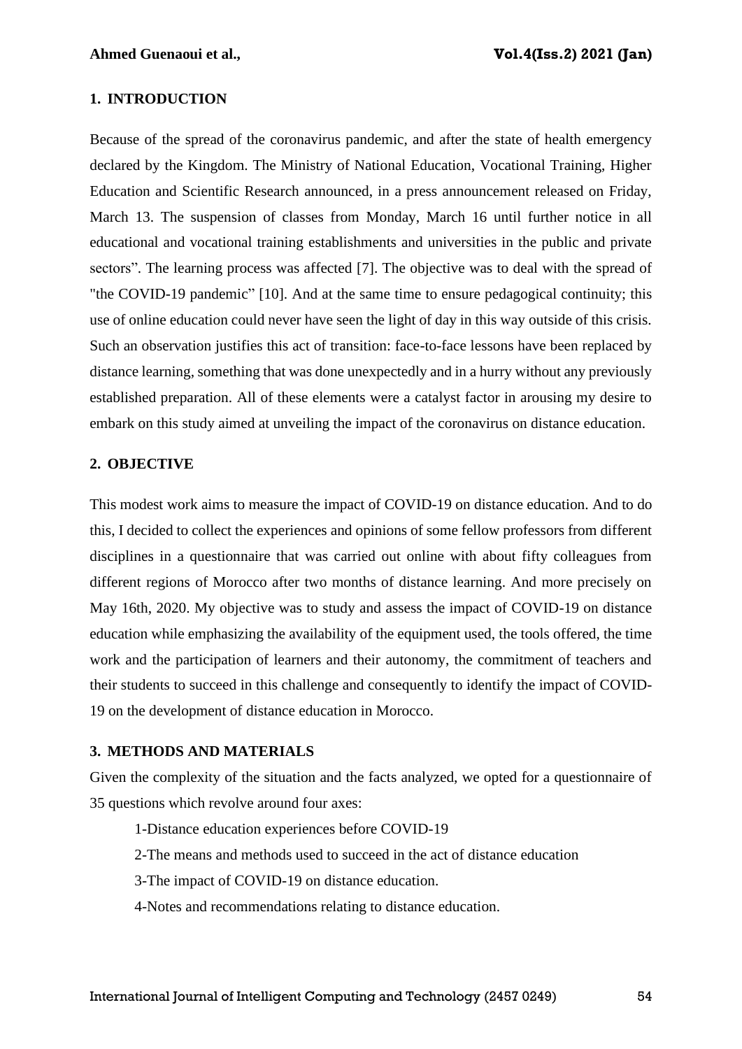## 1. INTRODUCTION

Because of the spread of the coronavirus pandemic, and after the state of health emergency declared by the Kingdom. The Ministry of National Education, Vocational Training, Higher Education and Scientific Research announced, in a press announcement released on Friday, March 13. The suspension of classes from Monday, March 16 until further notice in all educational and vocational training establishments and universities in the public and private sectors". The learning process was affected [7]. The objective was to deal with the spread of "the COVID-19 pandemic" [10]. And at the same time to ensure pedagogical continuity; this use of online education could never have seen the light of day in this way outside of this crisis. Such an observation justifies this act of transition: face-to-face lessons have been replaced by distance learning, something that was done unexpectedly and in a hurry without any previously established preparation. All of these elements were a catalyst factor in arousing my desire to embark on this study aimed at unveiling the impact of the coronavirus on distance education.

## 2. OBJECTIVE

This modest work aims to measure the impact of COVID-19 on distance education. And to do this, I decided to collect the experiences and opinions of some fellow professors from different disciplines in a questionnaire that was carried out online with about fifty colleagues from different regions of Morocco after two months of distance learning. And more precisely on May 16th, 2020. My objective was to study and assess the impact of COVID-19 on distance education while emphasizing the availability of the equipment used, the tools offered, the time work and the participation of learners and their autonomy, the commitment of teachers and their students to succeed in this challenge and consequently to identify the impact of COVID-19 on the development of distance education in Morocco.

## 3. METHODS AND MATERIALS

Given the complexity of the situation and the facts analyzed, we opted for a questionnaire of 35 questions which revolve around four axes:

1-Distance education experiences before COVID-19

2-The means and methods used to succeed in the act of distance education

3-The impact of COVID-19 on distance education.

4-Notes and recommendations relating to distance education.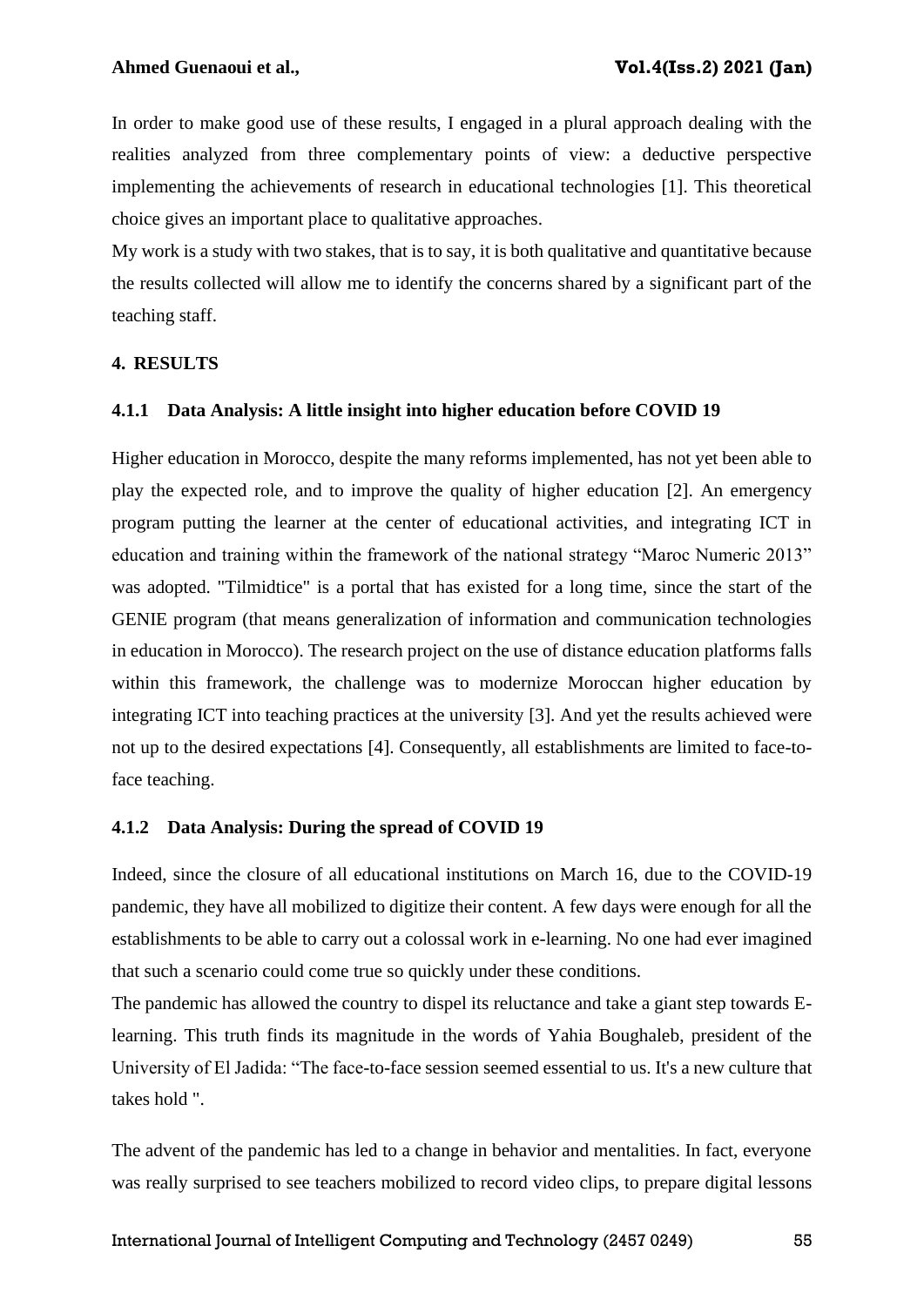In order to make good use of these results, I engaged in a plural approach dealing with the realities analyzed from three complementary points of view: a deductive perspective implementing the achievements of research in educational technologies [1]. This theoretical choice gives an important place to qualitative approaches.

My work is a study with two stakes, that is to say, it is both qualitative and quantitative because the results collected will allow me to identify the concerns shared by a significant part of the teaching staff.

## 4. RESULTS

### 4.1.1 Data Analysis: A little insight into higher education before COVID 19

Higher education in Morocco, despite the many reforms implemented, has not yet been able to play the expected role, and to improve the quality of higher education [2]. An emergency program putting the learner at the center of educational activities, and integrating ICT in education and training within the framework of the national strategy "Maroc Numeric 2013" was adopted. "Tilmidtice" is a portal that has existed for a long time, since the start of the GENIE program (that means generalization of information and communication technologies in education in Morocco). The research project on the use of distance education platforms falls within this framework, the challenge was to modernize Moroccan higher education by integrating ICT into teaching practices at the university [3]. And yet the results achieved were not up to the desired expectations [4]. Consequently, all establishments are limited to face-to-face teaching.

### 4.1.2 Data Analysis: During the spread of COVID 19

Indeed, since the closure of all educational institutions on March 16, due to the COVID-19 pandemic, they have all mobilized to digitize their content. A few days were enough for all the establishments to be able to carry out a colossal work in e-learning. No one had ever imagined that such a scenario could come true so quickly under these conditions.

The pandemic has allowed the country to dispel its reluctance and take a giant step towards E-learning. This truth finds its magnitude in the words of Yahia Boughaleb, president of the University of El Jadida: "The face-to-face session seemed essential to us. It's a new culture that takes hold ".

The advent of the pandemic has led to a change in behavior and mentalities. In fact, everyone was really surprised to see teachers mobilized to record video clips, to prepare digital lessons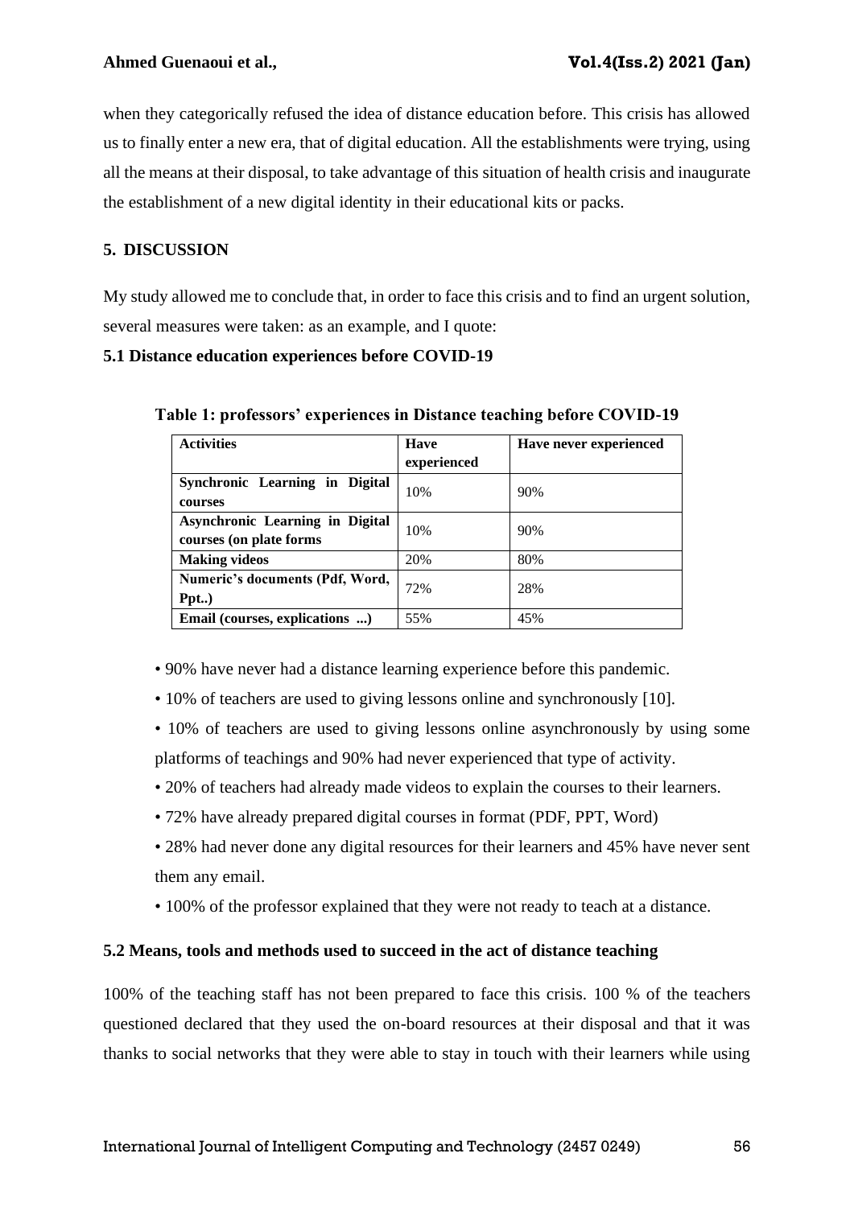when they categorically refused the idea of distance education before. This crisis has allowed us to finally enter a new era, that of digital education. All the establishments were trying, using all the means at their disposal, to take advantage of this situation of health crisis and inaugurate the establishment of a new digital identity in their educational kits or packs.

## 5. DISCUSSION

My study allowed me to conclude that, in order to face this crisis and to find an urgent solution, several measures were taken: as an example, and I quote:

### 5.1 Distance education experiences before COVID-19

**Table 1: professors' experiences in Distance teaching before COVID-19**

| Activities | Have experienced | Have never experienced |
|---|---|---|
| **Synchronic Learning in Digital courses** | 10% | 90% |
| **Asynchronic Learning in Digital courses (on plate forms** | 10% | 90% |
| **Making videos** | 20% | 80% |
| **Numeric's documents (Pdf, Word, Ppt..)** | 72% | 28% |
| **Email (courses, explications ...)** | 55% | 45% |

- 90% have never had a distance learning experience before this pandemic.
- 10% of teachers are used to giving lessons online and synchronously [10].
- 10% of teachers are used to giving lessons online asynchronously by using some platforms of teachings and 90% had never experienced that type of activity.
- 20% of teachers had already made videos to explain the courses to their learners.
- 72% have already prepared digital courses in format (PDF, PPT, Word)
- 28% had never done any digital resources for their learners and 45% have never sent them any email.
- 100% of the professor explained that they were not ready to teach at a distance.

### 5.2 Means, tools and methods used to succeed in the act of distance teaching

100% of the teaching staff has not been prepared to face this crisis. 100 % of the teachers questioned declared that they used the on-board resources at their disposal and that it was thanks to social networks that they were able to stay in touch with their learners while using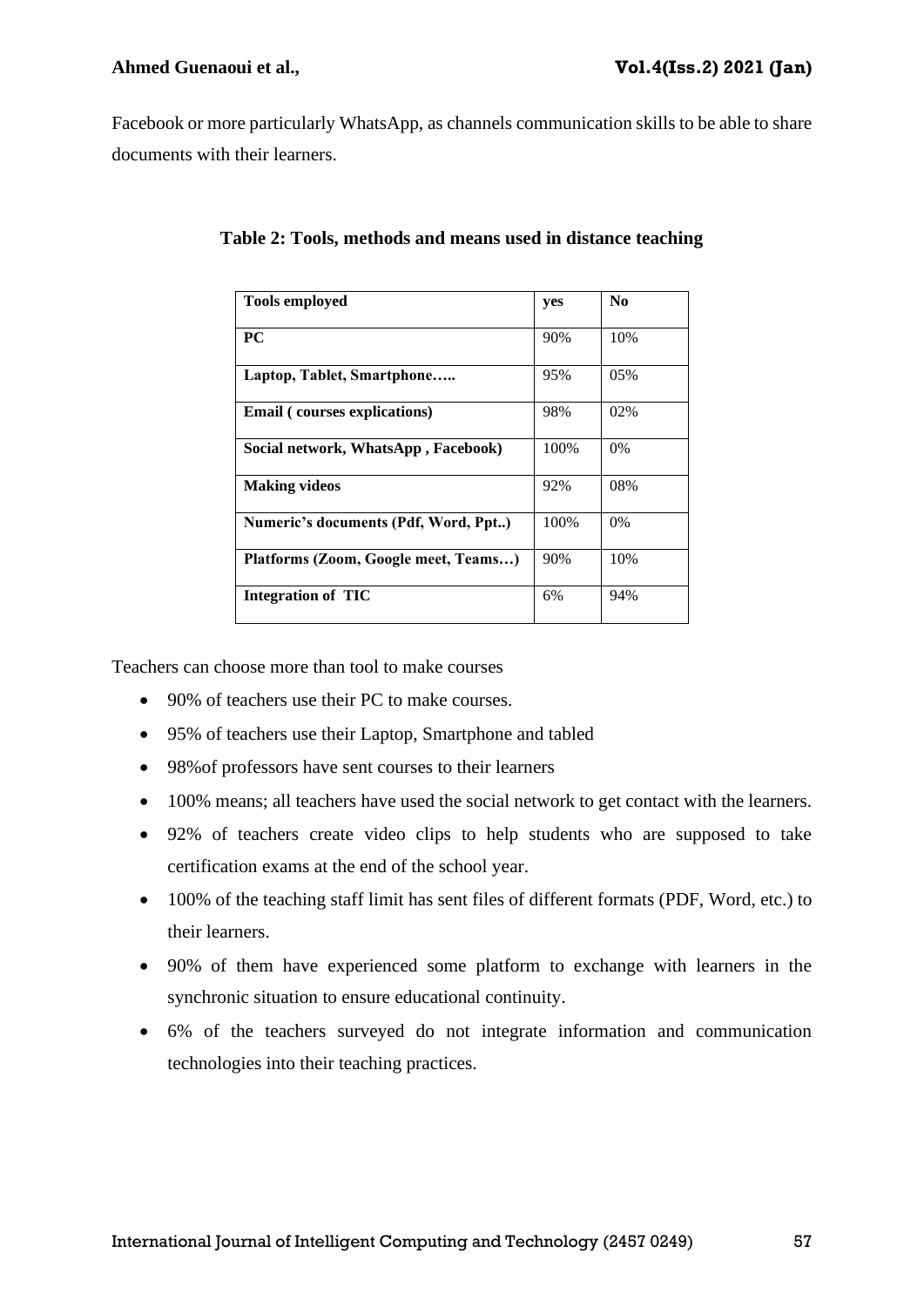Facebook or more particularly WhatsApp, as channels communication skills to be able to share documents with their learners.

**Table 2: Tools, methods and means used in distance teaching**

| **Tools employed** | **yes** | **No** |
|---|---|---|
| **PC** | 90% | 10% |
| **Laptop, Tablet, Smartphone…..** | 95% | 05% |
| **Email ( courses explications)** | 98% | 02% |
| **Social network, WhatsApp , Facebook)** | 100% | 0% |
| **Making videos** | 92% | 08% |
| **Numeric's documents (Pdf, Word, Ppt..)** | 100% | 0% |
| **Platforms (Zoom, Google meet, Teams…)** | 90% | 10% |
| **Integration of TIC** | 6% | 94% |

Teachers can choose more than tool to make courses

- 90% of teachers use their PC to make courses.
- 95% of teachers use their Laptop, Smartphone and tabled
- 98%of professors have sent courses to their learners
- 100% means; all teachers have used the social network to get contact with the learners.
- 92% of teachers create video clips to help students who are supposed to take certification exams at the end of the school year.
- 100% of the teaching staff limit has sent files of different formats (PDF, Word, etc.) to their learners.
- 90% of them have experienced some platform to exchange with learners in the synchronic situation to ensure educational continuity.
- 6% of the teachers surveyed do not integrate information and communication technologies into their teaching practices.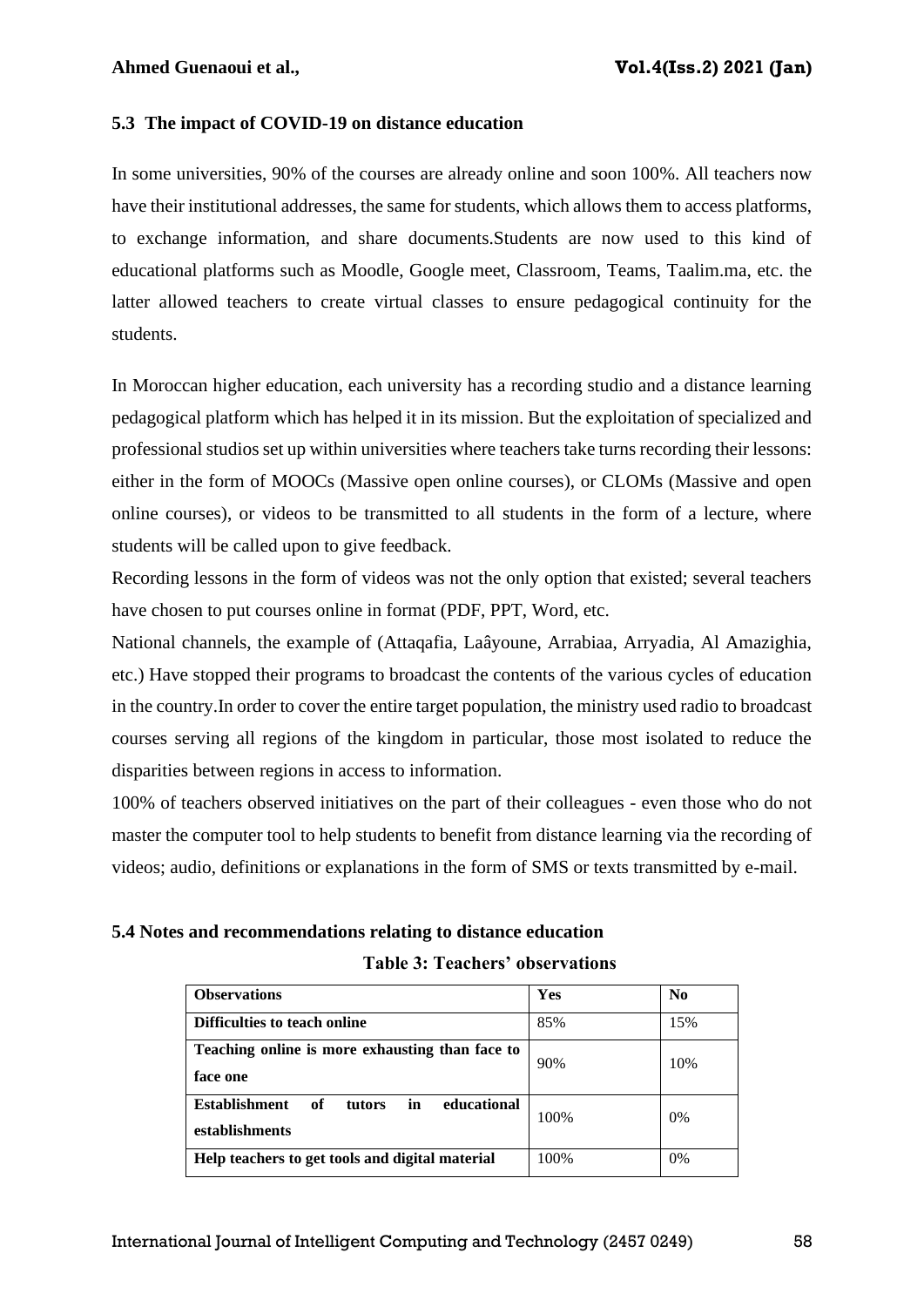### 5.3 The impact of COVID-19 on distance education

In some universities, 90% of the courses are already online and soon 100%. All teachers now have their institutional addresses, the same for students, which allows them to access platforms, to exchange information, and share documents.Students are now used to this kind of educational platforms such as Moodle, Google meet, Classroom, Teams, Taalim.ma, etc. the latter allowed teachers to create virtual classes to ensure pedagogical continuity for the students.

In Moroccan higher education, each university has a recording studio and a distance learning pedagogical platform which has helped it in its mission. But the exploitation of specialized and professional studios set up within universities where teachers take turns recording their lessons: either in the form of MOOCs (Massive open online courses), or CLOMs (Massive and open online courses), or videos to be transmitted to all students in the form of a lecture, where students will be called upon to give feedback.

Recording lessons in the form of videos was not the only option that existed; several teachers have chosen to put courses online in format (PDF, PPT, Word, etc.

National channels, the example of (Attaqafia, Laâyoune, Arrabiaa, Arryadia, Al Amazighia, etc.) Have stopped their programs to broadcast the contents of the various cycles of education in the country.In order to cover the entire target population, the ministry used radio to broadcast courses serving all regions of the kingdom in particular, those most isolated to reduce the disparities between regions in access to information.

100% of teachers observed initiatives on the part of their colleagues - even those who do not master the computer tool to help students to benefit from distance learning via the recording of videos; audio, definitions or explanations in the form of SMS or texts transmitted by e-mail.

### 5.4 Notes and recommendations relating to distance education

**Table 3: Teachers' observations**

| Observations | Yes | No |
|---|---|---|
| **Difficulties to teach online** | 85% | 15% |
| **Teaching online is more exhausting than face to face one** | 90% | 10% |
| **Establishment of tutors in educational establishments** | 100% | 0% |
| **Help teachers to get tools and digital material** | 100% | 0% |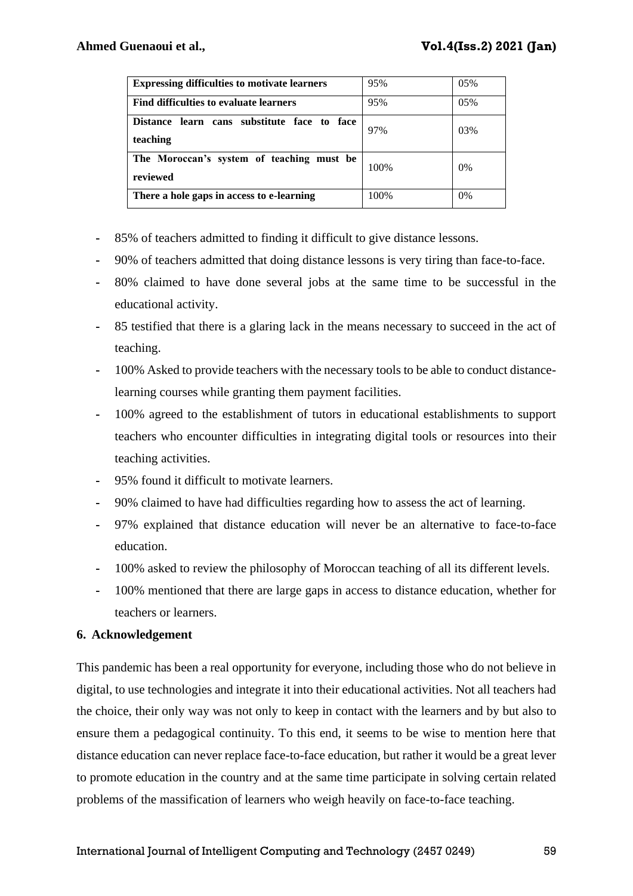| **Expressing difficulties to motivate learners** | 95% | 05% |
|---|---|---|
| **Find difficulties to evaluate learners** | 95% | 05% |
| **Distance learn cans substitute face to face teaching** | 97% | 03% |
| **The Moroccan's system of teaching must be reviewed** | 100% | 0% |
| **There a hole gaps in access to e-learning** | 100% | 0% |

- 85% of teachers admitted to finding it difficult to give distance lessons.
- 90% of teachers admitted that doing distance lessons is very tiring than face-to-face.
- 80% claimed to have done several jobs at the same time to be successful in the educational activity.
- 85 testified that there is a glaring lack in the means necessary to succeed in the act of teaching.
- 100% Asked to provide teachers with the necessary tools to be able to conduct distance-learning courses while granting them payment facilities.
- 100% agreed to the establishment of tutors in educational establishments to support teachers who encounter difficulties in integrating digital tools or resources into their teaching activities.
- 95% found it difficult to motivate learners.
- 90% claimed to have had difficulties regarding how to assess the act of learning.
- 97% explained that distance education will never be an alternative to face-to-face education.
- 100% asked to review the philosophy of Moroccan teaching of all its different levels.
- 100% mentioned that there are large gaps in access to distance education, whether for teachers or learners.

## 6. Acknowledgement

This pandemic has been a real opportunity for everyone, including those who do not believe in digital, to use technologies and integrate it into their educational activities. Not all teachers had the choice, their only way was not only to keep in contact with the learners and by but also to ensure them a pedagogical continuity. To this end, it seems to be wise to mention here that distance education can never replace face-to-face education, but rather it would be a great lever to promote education in the country and at the same time participate in solving certain related problems of the massification of learners who weigh heavily on face-to-face teaching.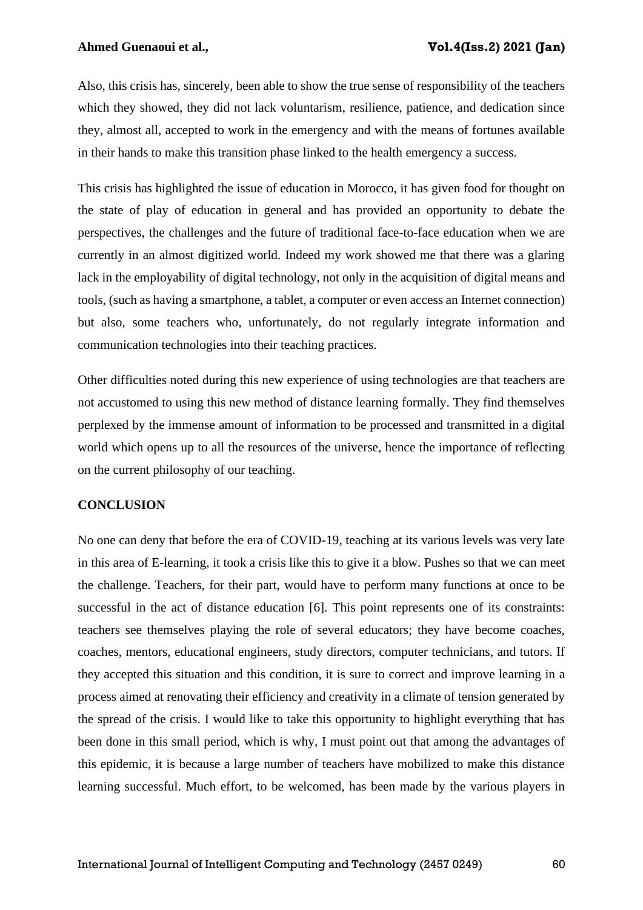Also, this crisis has, sincerely, been able to show the true sense of responsibility of the teachers which they showed, they did not lack voluntarism, resilience, patience, and dedication since they, almost all, accepted to work in the emergency and with the means of fortunes available in their hands to make this transition phase linked to the health emergency a success.

This crisis has highlighted the issue of education in Morocco, it has given food for thought on the state of play of education in general and has provided an opportunity to debate the perspectives, the challenges and the future of traditional face-to-face education when we are currently in an almost digitized world. Indeed my work showed me that there was a glaring lack in the employability of digital technology, not only in the acquisition of digital means and tools, (such as having a smartphone, a tablet, a computer or even access an Internet connection) but also, some teachers who, unfortunately, do not regularly integrate information and communication technologies into their teaching practices.

Other difficulties noted during this new experience of using technologies are that teachers are not accustomed to using this new method of distance learning formally. They find themselves perplexed by the immense amount of information to be processed and transmitted in a digital world which opens up to all the resources of the universe, hence the importance of reflecting on the current philosophy of our teaching.

## CONCLUSION

No one can deny that before the era of COVID-19, teaching at its various levels was very late in this area of E-learning, it took a crisis like this to give it a blow. Pushes so that we can meet the challenge. Teachers, for their part, would have to perform many functions at once to be successful in the act of distance education [6]. This point represents one of its constraints: teachers see themselves playing the role of several educators; they have become coaches, coaches, mentors, educational engineers, study directors, computer technicians, and tutors. If they accepted this situation and this condition, it is sure to correct and improve learning in a process aimed at renovating their efficiency and creativity in a climate of tension generated by the spread of the crisis. I would like to take this opportunity to highlight everything that has been done in this small period, which is why, I must point out that among the advantages of this epidemic, it is because a large number of teachers have mobilized to make this distance learning successful. Much effort, to be welcomed, has been made by the various players in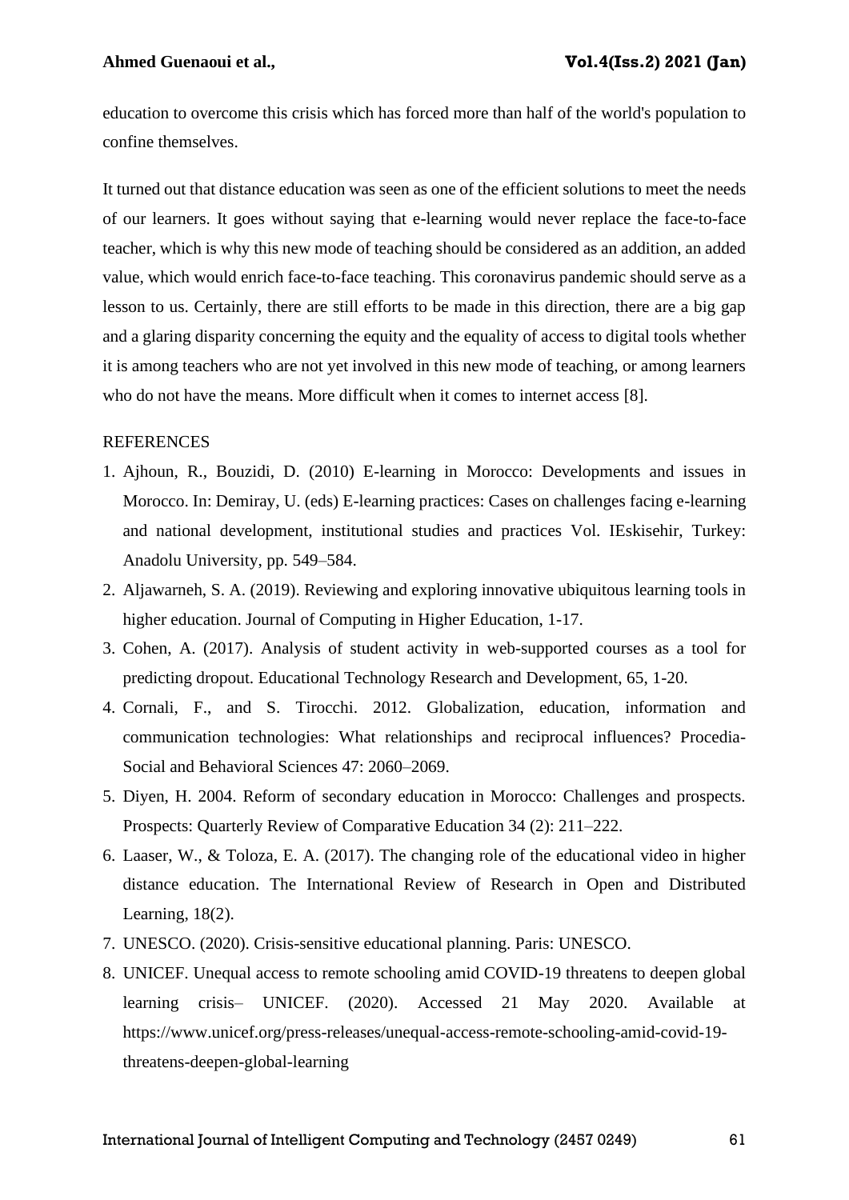education to overcome this crisis which has forced more than half of the world's population to confine themselves.

It turned out that distance education was seen as one of the efficient solutions to meet the needs of our learners. It goes without saying that e-learning would never replace the face-to-face teacher, which is why this new mode of teaching should be considered as an addition, an added value, which would enrich face-to-face teaching. This coronavirus pandemic should serve as a lesson to us. Certainly, there are still efforts to be made in this direction, there are a big gap and a glaring disparity concerning the equity and the equality of access to digital tools whether it is among teachers who are not yet involved in this new mode of teaching, or among learners who do not have the means. More difficult when it comes to internet access [8].

REFERENCES

1. Ajhoun, R., Bouzidi, D. (2010) E-learning in Morocco: Developments and issues in Morocco. In: Demiray, U. (eds) E-learning practices: Cases on challenges facing e-learning and national development, institutional studies and practices Vol. IEskisehir, Turkey: Anadolu University, pp. 549–584.
2. Aljawarneh, S. A. (2019). Reviewing and exploring innovative ubiquitous learning tools in higher education. Journal of Computing in Higher Education, 1-17.
3. Cohen, A. (2017). Analysis of student activity in web-supported courses as a tool for predicting dropout. Educational Technology Research and Development, 65, 1-20.
4. Cornali, F., and S. Tirocchi. 2012. Globalization, education, information and communication technologies: What relationships and reciprocal influences? Procedia-Social and Behavioral Sciences 47: 2060–2069.
5. Diyen, H. 2004. Reform of secondary education in Morocco: Challenges and prospects. Prospects: Quarterly Review of Comparative Education 34 (2): 211–222.
6. Laaser, W., & Toloza, E. A. (2017). The changing role of the educational video in higher distance education. The International Review of Research in Open and Distributed Learning, 18(2).
7. UNESCO. (2020). Crisis-sensitive educational planning. Paris: UNESCO.
8. UNICEF. Unequal access to remote schooling amid COVID-19 threatens to deepen global learning crisis– UNICEF. (2020). Accessed 21 May 2020. Available at https://www.unicef.org/press-releases/unequal-access-remote-schooling-amid-covid-19-threatens-deepen-global-learning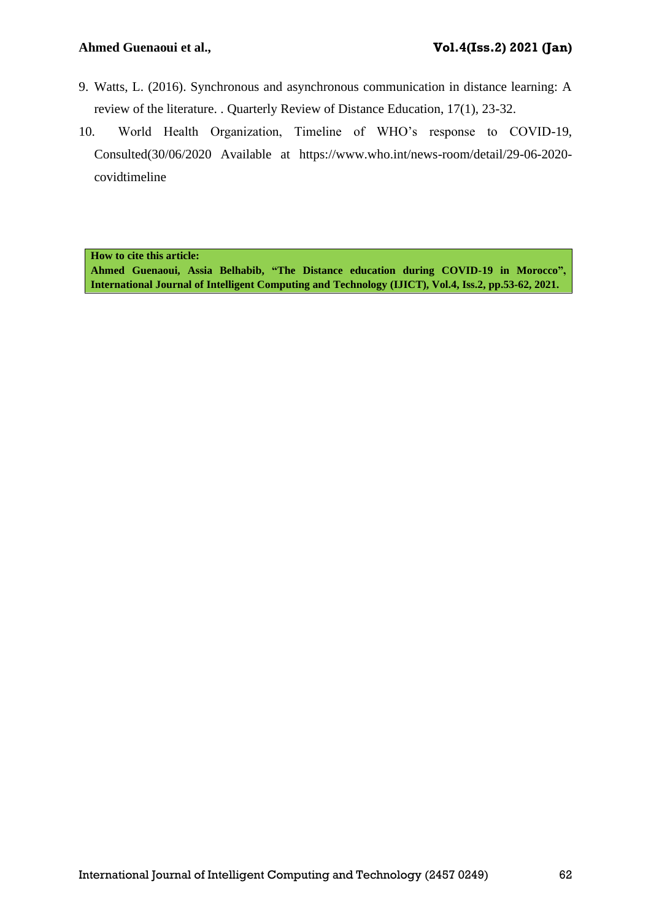9. Watts, L. (2016). Synchronous and asynchronous communication in distance learning: A review of the literature. . Quarterly Review of Distance Education, 17(1), 23-32.
10. World Health Organization, Timeline of WHO's response to COVID-19, Consulted(30/06/2020 Available at https://www.who.int/news-room/detail/29-06-2020-covidtimeline

**How to cite this article:**
**Ahmed Guenaoui, Assia Belhabib, "The Distance education during COVID-19 in Morocco", International Journal of Intelligent Computing and Technology (IJICT), Vol.4, Iss.2, pp.53-62, 2021.**